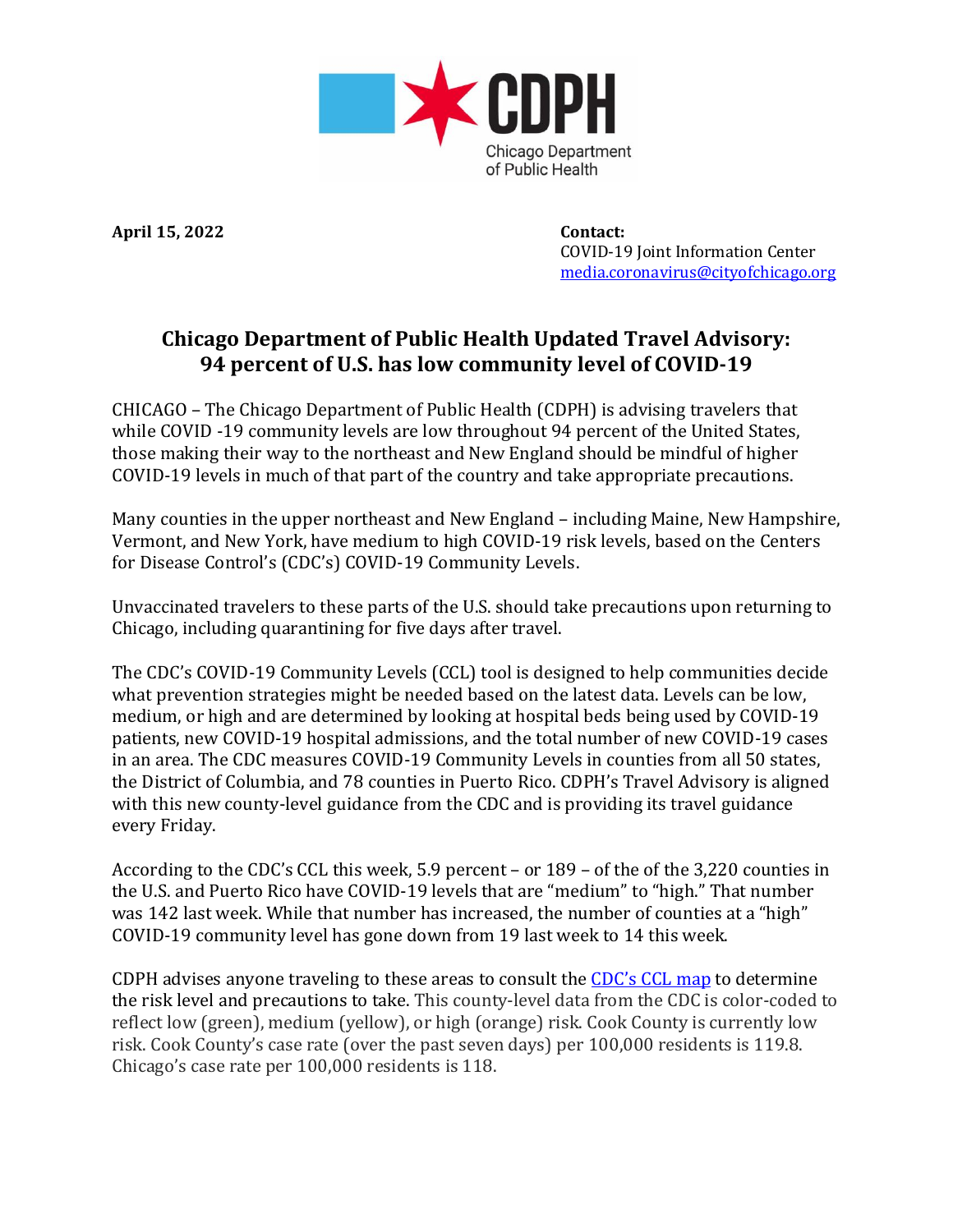**April 15, 2022**

**Contact:**
COVID-19 Joint Information Center
media.coronavirus@cityofchicago.org

# Chicago Department of Public Health Updated Travel Advisory: 94 percent of U.S. has low community level of COVID-19

CHICAGO – The Chicago Department of Public Health (CDPH) is advising travelers that while COVID -19 community levels are low throughout 94 percent of the United States, those making their way to the northeast and New England should be mindful of higher COVID-19 levels in much of that part of the country and take appropriate precautions.

Many counties in the upper northeast and New England – including Maine, New Hampshire, Vermont, and New York, have medium to high COVID-19 risk levels, based on the Centers for Disease Control's (CDC's) COVID-19 Community Levels.

Unvaccinated travelers to these parts of the U.S. should take precautions upon returning to Chicago, including quarantining for five days after travel.

The CDC's COVID-19 Community Levels (CCL) tool is designed to help communities decide what prevention strategies might be needed based on the latest data. Levels can be low, medium, or high and are determined by looking at hospital beds being used by COVID-19 patients, new COVID-19 hospital admissions, and the total number of new COVID-19 cases in an area. The CDC measures COVID-19 Community Levels in counties from all 50 states, the District of Columbia, and 78 counties in Puerto Rico. CDPH's Travel Advisory is aligned with this new county-level guidance from the CDC and is providing its travel guidance every Friday.

According to the CDC's CCL this week, 5.9 percent – or 189 – of the of the 3,220 counties in the U.S. and Puerto Rico have COVID-19 levels that are "medium" to "high." That number was 142 last week. While that number has increased, the number of counties at a "high" COVID-19 community level has gone down from 19 last week to 14 this week.

CDPH advises anyone traveling to these areas to consult the [CDC's CCL map] to determine the risk level and precautions to take. This county-level data from the CDC is color-coded to reflect low (green), medium (yellow), or high (orange) risk. Cook County is currently low risk. Cook County's case rate (over the past seven days) per 100,000 residents is 119.8. Chicago's case rate per 100,000 residents is 118.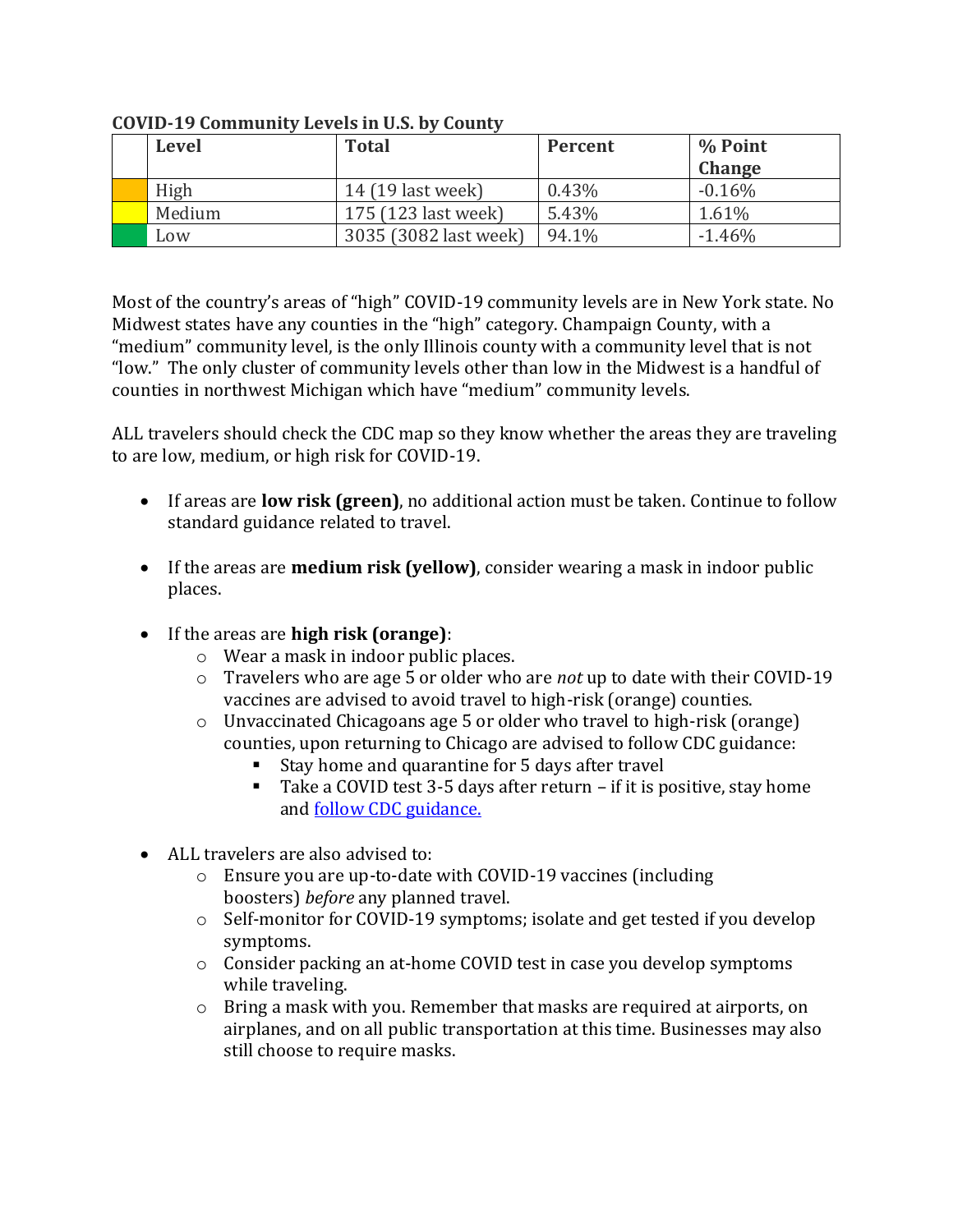**COVID-19 Community Levels in U.S. by County**

| | Level | Total | Percent | % Point Change |
|---|---|---|---|---|
| | High | 14 (19 last week) | 0.43% | -0.16% |
| | Medium | 175 (123 last week) | 5.43% | 1.61% |
| | Low | 3035 (3082 last week) | 94.1% | -1.46% |

Most of the country's areas of "high" COVID-19 community levels are in New York state. No Midwest states have any counties in the "high" category. Champaign County, with a "medium" community level, is the only Illinois county with a community level that is not "low." The only cluster of community levels other than low in the Midwest is a handful of counties in northwest Michigan which have "medium" community levels.

ALL travelers should check the CDC map so they know whether the areas they are traveling to are low, medium, or high risk for COVID-19.

- If areas are **low risk (green)**, no additional action must be taken. Continue to follow standard guidance related to travel.
- If the areas are **medium risk (yellow)**, consider wearing a mask in indoor public places.
- If the areas are **high risk (orange)**:
  - Wear a mask in indoor public places.
  - Travelers who are age 5 or older who are *not* up to date with their COVID-19 vaccines are advised to avoid travel to high-risk (orange) counties.
  - Unvaccinated Chicagoans age 5 or older who travel to high-risk (orange) counties, upon returning to Chicago are advised to follow CDC guidance:
    - Stay home and quarantine for 5 days after travel
    - Take a COVID test 3-5 days after return – if it is positive, stay home and follow CDC guidance.
- ALL travelers are also advised to:
  - Ensure you are up-to-date with COVID-19 vaccines (including boosters) *before* any planned travel.
  - Self-monitor for COVID-19 symptoms; isolate and get tested if you develop symptoms.
  - Consider packing an at-home COVID test in case you develop symptoms while traveling.
  - Bring a mask with you. Remember that masks are required at airports, on airplanes, and on all public transportation at this time. Businesses may also still choose to require masks.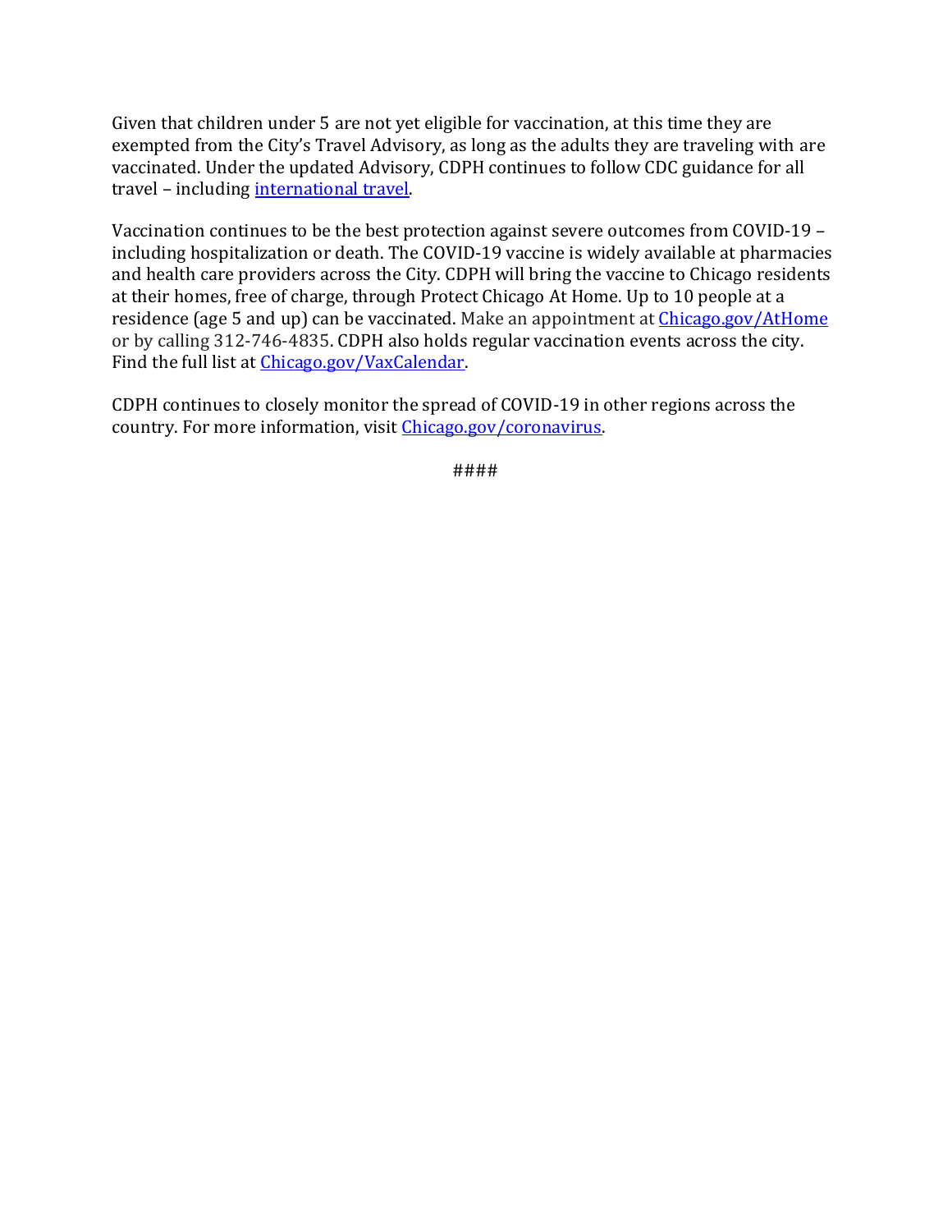Given that children under 5 are not yet eligible for vaccination, at this time they are exempted from the City's Travel Advisory, as long as the adults they are traveling with are vaccinated. Under the updated Advisory, CDPH continues to follow CDC guidance for all travel – including [international travel](international travel).

Vaccination continues to be the best protection against severe outcomes from COVID-19 – including hospitalization or death. The COVID-19 vaccine is widely available at pharmacies and health care providers across the City. CDPH will bring the vaccine to Chicago residents at their homes, free of charge, through Protect Chicago At Home. Up to 10 people at a residence (age 5 and up) can be vaccinated. Make an appointment at [Chicago.gov/AtHome](Chicago.gov/AtHome) or by calling 312-746-4835. CDPH also holds regular vaccination events across the city. Find the full list at [Chicago.gov/VaxCalendar](Chicago.gov/VaxCalendar).

CDPH continues to closely monitor the spread of COVID-19 in other regions across the country. For more information, visit [Chicago.gov/coronavirus](Chicago.gov/coronavirus).

####